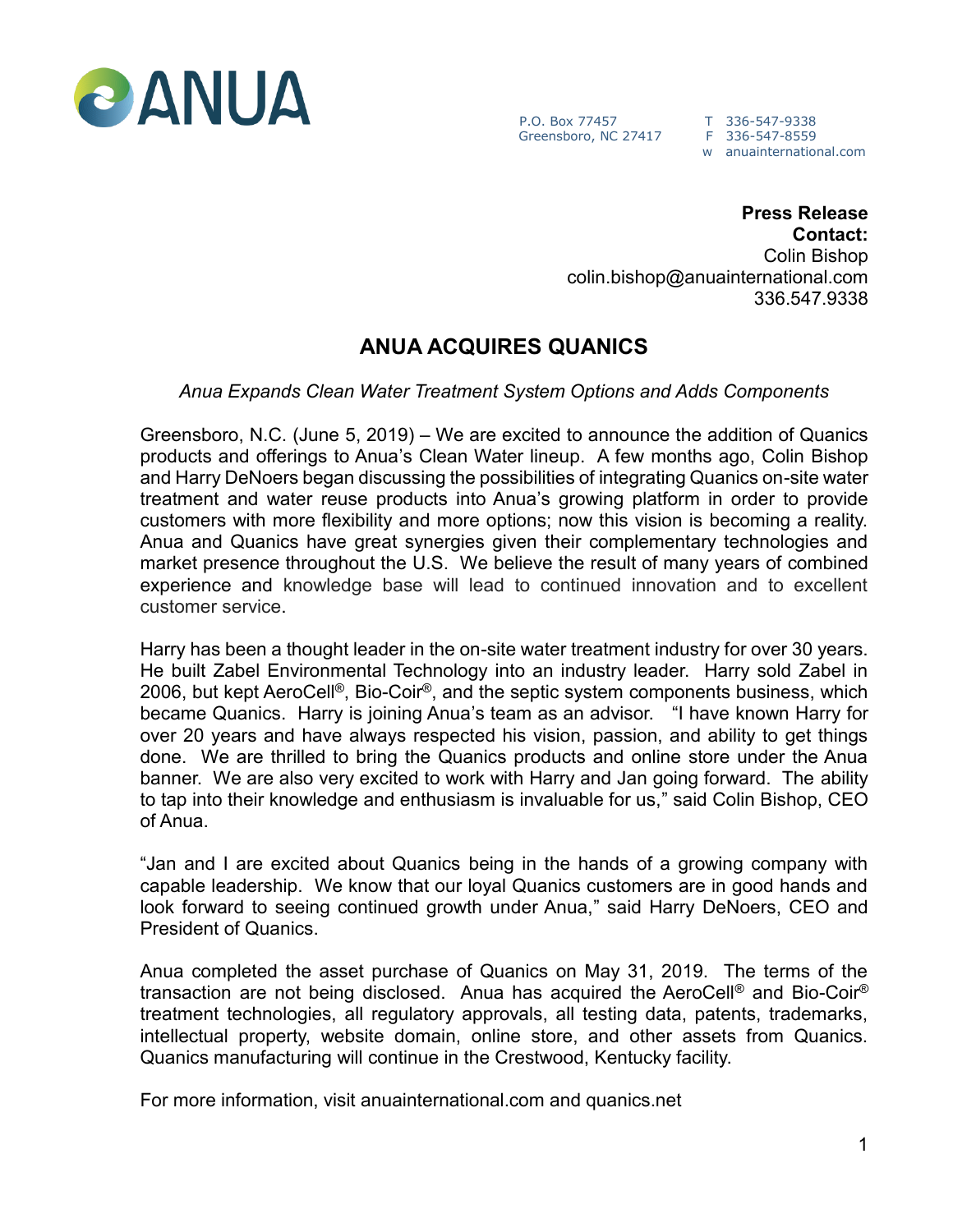ANUA

P.O. Box 77457
Greensboro, NC 27417

T 336-547-9338
F 336-547-8559
w anuainternational.com

**Press Release**
**Contact:**
Colin Bishop
colin.bishop@anuainternational.com
336.547.9338

# ANUA ACQUIRES QUANICS

*Anua Expands Clean Water Treatment System Options and Adds Components*

Greensboro, N.C. (June 5, 2019) – We are excited to announce the addition of Quanics products and offerings to Anua's Clean Water lineup. A few months ago, Colin Bishop and Harry DeNoers began discussing the possibilities of integrating Quanics on-site water treatment and water reuse products into Anua's growing platform in order to provide customers with more flexibility and more options; now this vision is becoming a reality. Anua and Quanics have great synergies given their complementary technologies and market presence throughout the U.S. We believe the result of many years of combined experience and knowledge base will lead to continued innovation and to excellent customer service.

Harry has been a thought leader in the on-site water treatment industry for over 30 years. He built Zabel Environmental Technology into an industry leader. Harry sold Zabel in 2006, but kept AeroCell®, Bio-Coir®, and the septic system components business, which became Quanics. Harry is joining Anua's team as an advisor. "I have known Harry for over 20 years and have always respected his vision, passion, and ability to get things done. We are thrilled to bring the Quanics products and online store under the Anua banner. We are also very excited to work with Harry and Jan going forward. The ability to tap into their knowledge and enthusiasm is invaluable for us," said Colin Bishop, CEO of Anua.

"Jan and I are excited about Quanics being in the hands of a growing company with capable leadership. We know that our loyal Quanics customers are in good hands and look forward to seeing continued growth under Anua," said Harry DeNoers, CEO and President of Quanics.

Anua completed the asset purchase of Quanics on May 31, 2019. The terms of the transaction are not being disclosed. Anua has acquired the AeroCell® and Bio-Coir® treatment technologies, all regulatory approvals, all testing data, patents, trademarks, intellectual property, website domain, online store, and other assets from Quanics. Quanics manufacturing will continue in the Crestwood, Kentucky facility.

For more information, visit anuainternational.com and quanics.net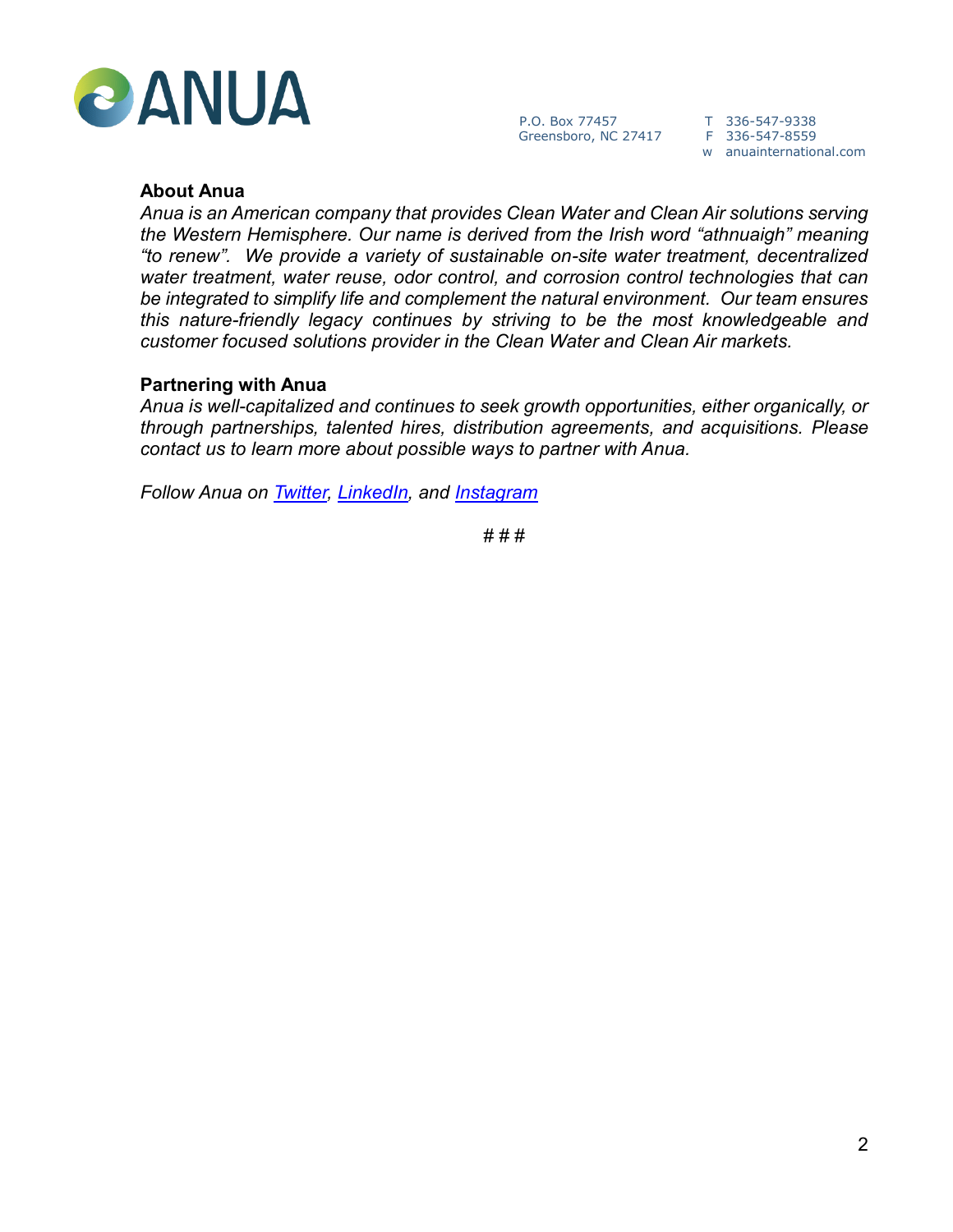P.O. Box 77457
Greensboro, NC 27417

T 336-547-9338
F 336-547-8559
w anuainternational.com

**About Anua**

*Anua is an American company that provides Clean Water and Clean Air solutions serving the Western Hemisphere. Our name is derived from the Irish word "athnuaigh" meaning "to renew". We provide a variety of sustainable on-site water treatment, decentralized water treatment, water reuse, odor control, and corrosion control technologies that can be integrated to simplify life and complement the natural environment. Our team ensures this nature-friendly legacy continues by striving to be the most knowledgeable and customer focused solutions provider in the Clean Water and Clean Air markets.*

**Partnering with Anua**

*Anua is well-capitalized and continues to seek growth opportunities, either organically, or through partnerships, talented hires, distribution agreements, and acquisitions. Please contact us to learn more about possible ways to partner with Anua.*

*Follow Anua on Twitter, LinkedIn, and Instagram*

# # #